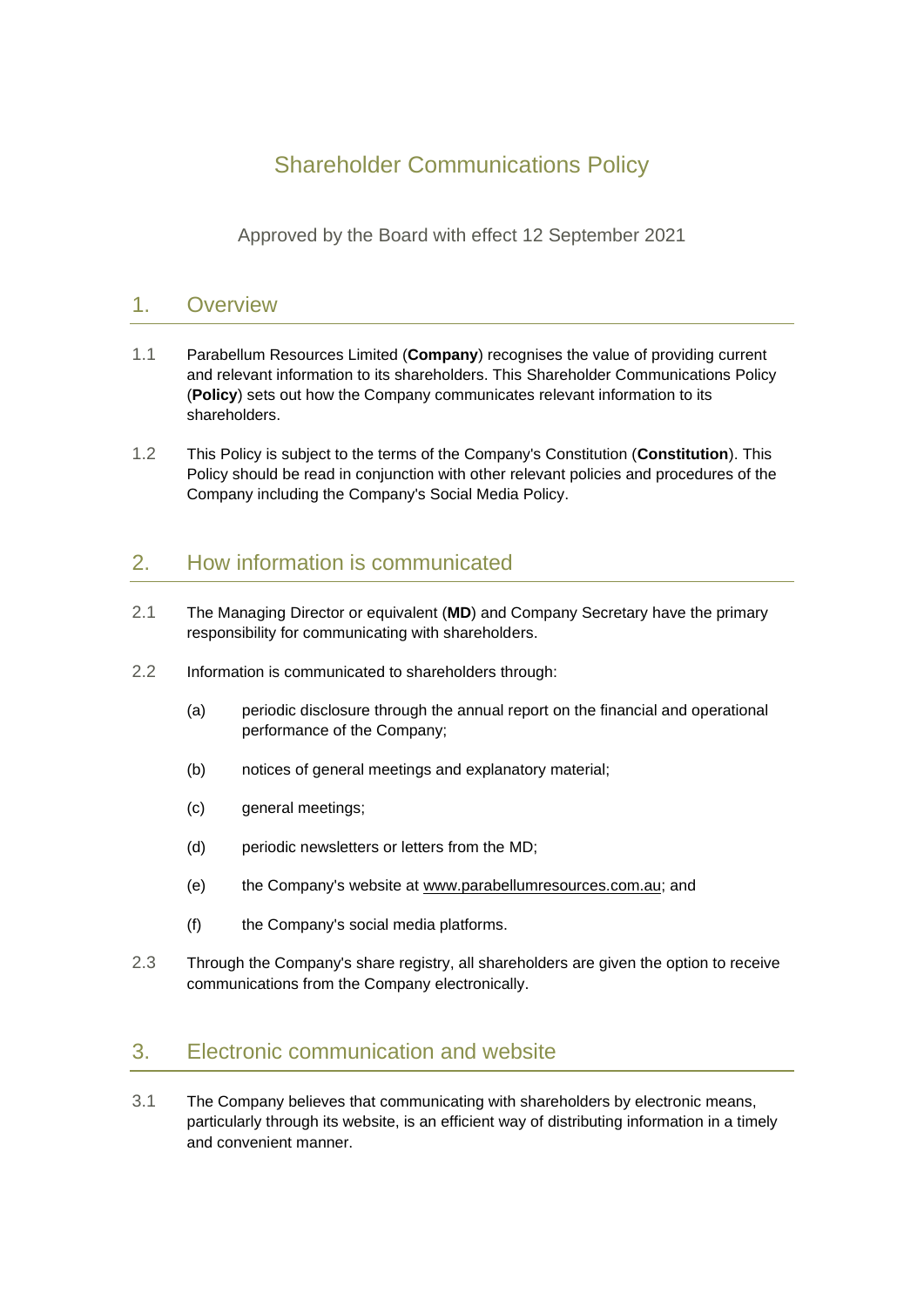# Shareholder Communications Policy

Approved by the Board with effect 12 September 2021

## 1. Overview

1.1 Parabellum Resources Limited (**Company**) recognises the value of providing current and relevant information to its shareholders. This Shareholder Communications Policy (**Policy**) sets out how the Company communicates relevant information to its shareholders.

1.2 This Policy is subject to the terms of the Company's Constitution (**Constitution**). This Policy should be read in conjunction with other relevant policies and procedures of the Company including the Company's Social Media Policy.

## 2. How information is communicated

2.1 The Managing Director or equivalent (**MD**) and Company Secretary have the primary responsibility for communicating with shareholders.

2.2 Information is communicated to shareholders through:

(a) periodic disclosure through the annual report on the financial and operational performance of the Company;

(b) notices of general meetings and explanatory material;

(c) general meetings;

(d) periodic newsletters or letters from the MD;

(e) the Company's website at www.parabellumresources.com.au; and

(f) the Company's social media platforms.

2.3 Through the Company's share registry, all shareholders are given the option to receive communications from the Company electronically.

## 3. Electronic communication and website

3.1 The Company believes that communicating with shareholders by electronic means, particularly through its website, is an efficient way of distributing information in a timely and convenient manner.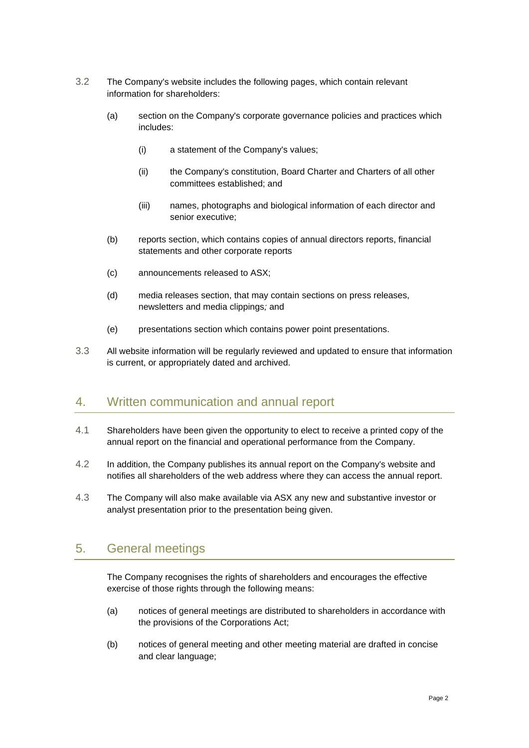3.2 The Company's website includes the following pages, which contain relevant information for shareholders:

(a) section on the Company's corporate governance policies and practices which includes:

(i) a statement of the Company's values;

(ii) the Company's constitution, Board Charter and Charters of all other committees established; and

(iii) names, photographs and biological information of each director and senior executive;

(b) reports section, which contains copies of annual directors reports, financial statements and other corporate reports

(c) announcements released to ASX;

(d) media releases section, that may contain sections on press releases, newsletters and media clippings; and

(e) presentations section which contains power point presentations.

3.3 All website information will be regularly reviewed and updated to ensure that information is current, or appropriately dated and archived.

## 4. Written communication and annual report

4.1 Shareholders have been given the opportunity to elect to receive a printed copy of the annual report on the financial and operational performance from the Company.

4.2 In addition, the Company publishes its annual report on the Company's website and notifies all shareholders of the web address where they can access the annual report.

4.3 The Company will also make available via ASX any new and substantive investor or analyst presentation prior to the presentation being given.

## 5. General meetings

The Company recognises the rights of shareholders and encourages the effective exercise of those rights through the following means:

(a) notices of general meetings are distributed to shareholders in accordance with the provisions of the Corporations Act;

(b) notices of general meeting and other meeting material are drafted in concise and clear language;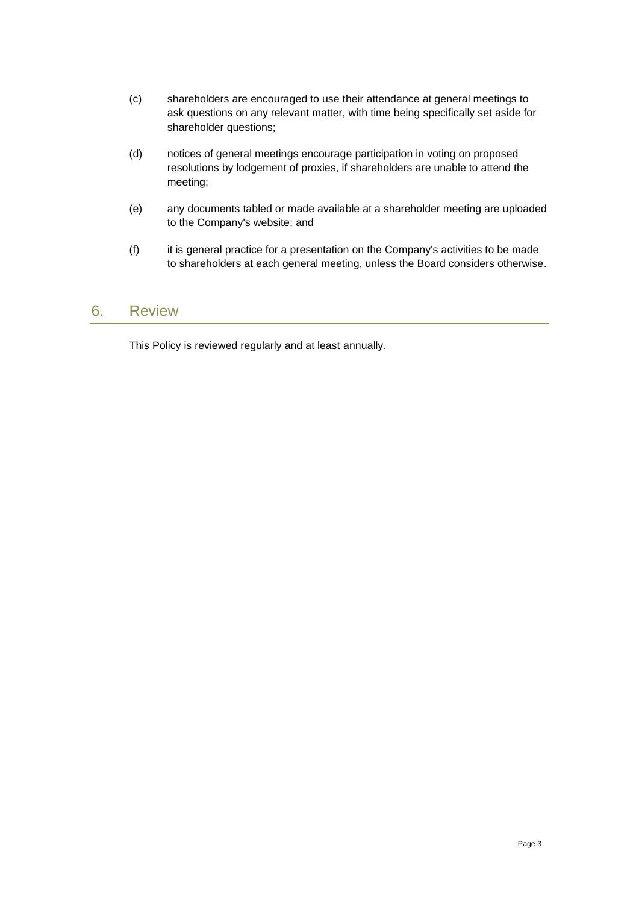(c) shareholders are encouraged to use their attendance at general meetings to ask questions on any relevant matter, with time being specifically set aside for shareholder questions;

(d) notices of general meetings encourage participation in voting on proposed resolutions by lodgement of proxies, if shareholders are unable to attend the meeting;

(e) any documents tabled or made available at a shareholder meeting are uploaded to the Company's website; and

(f) it is general practice for a presentation on the Company's activities to be made to shareholders at each general meeting, unless the Board considers otherwise.

## 6. Review

This Policy is reviewed regularly and at least annually.